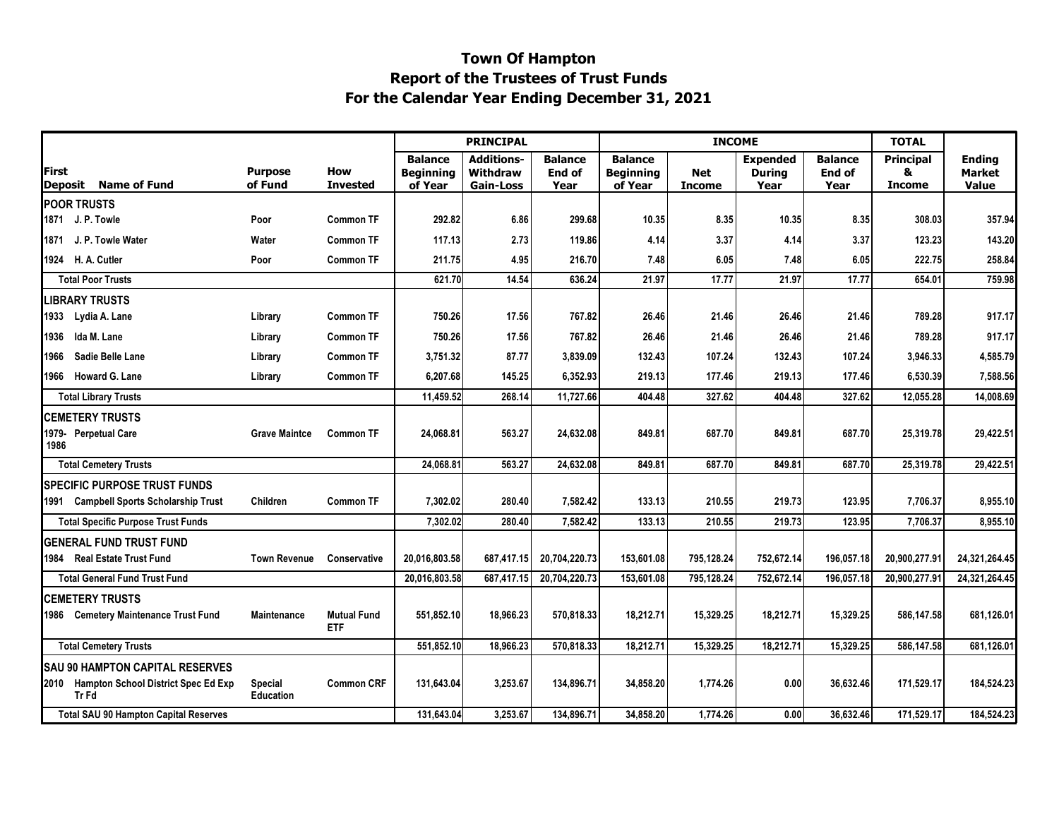# Town Of Hampton
## Report of the Trustees of Trust Funds
## For the Calendar Year Ending December 31, 2021

| First Deposit | Name of Fund | Purpose of Fund | How Invested | PRINCIPAL Balance Beginning of Year | PRINCIPAL Additions-Withdraw Gain-Loss | PRINCIPAL Balance End of Year | INCOME Balance Beginning of Year | INCOME Net Income | INCOME Expended During Year | INCOME Balance End of Year | TOTAL Principal & Income | Ending Market Value |
|---|---|---|---|---|---|---|---|---|---|---|---|---|
| **POOR TRUSTS** | | | | | | | | | | | | |
| 1871 | J. P. Towle | Poor | Common TF | 292.82 | 6.86 | 299.68 | 10.35 | 8.35 | 10.35 | 8.35 | 308.03 | 357.94 |
| 1871 | J. P. Towle Water | Water | Common TF | 117.13 | 2.73 | 119.86 | 4.14 | 3.37 | 4.14 | 3.37 | 123.23 | 143.20 |
| 1924 | H. A. Cutler | Poor | Common TF | 211.75 | 4.95 | 216.70 | 7.48 | 6.05 | 7.48 | 6.05 | 222.75 | 258.84 |
| | **Total Poor Trusts** | | | 621.70 | 14.54 | 636.24 | 21.97 | 17.77 | 21.97 | 17.77 | 654.01 | 759.98 |
| **LIBRARY TRUSTS** | | | | | | | | | | | | |
| 1933 | Lydia A. Lane | Library | Common TF | 750.26 | 17.56 | 767.82 | 26.46 | 21.46 | 26.46 | 21.46 | 789.28 | 917.17 |
| 1936 | Ida M. Lane | Library | Common TF | 750.26 | 17.56 | 767.82 | 26.46 | 21.46 | 26.46 | 21.46 | 789.28 | 917.17 |
| 1966 | Sadie Belle Lane | Library | Common TF | 3,751.32 | 87.77 | 3,839.09 | 132.43 | 107.24 | 132.43 | 107.24 | 3,946.33 | 4,585.79 |
| 1966 | Howard G. Lane | Library | Common TF | 6,207.68 | 145.25 | 6,352.93 | 219.13 | 177.46 | 219.13 | 177.46 | 6,530.39 | 7,588.56 |
| | **Total Library Trusts** | | | 11,459.52 | 268.14 | 11,727.66 | 404.48 | 327.62 | 404.48 | 327.62 | 12,055.28 | 14,008.69 |
| **CEMETERY TRUSTS** | | | | | | | | | | | | |
| 1979-1986 | Perpetual Care | Grave Maintce | Common TF | 24,068.81 | 563.27 | 24,632.08 | 849.81 | 687.70 | 849.81 | 687.70 | 25,319.78 | 29,422.51 |
| | **Total Cemetery Trusts** | | | 24,068.81 | 563.27 | 24,632.08 | 849.81 | 687.70 | 849.81 | 687.70 | 25,319.78 | 29,422.51 |
| **SPECIFIC PURPOSE TRUST FUNDS** | | | | | | | | | | | | |
| 1991 | Campbell Sports Scholarship Trust | Children | Common TF | 7,302.02 | 280.40 | 7,582.42 | 133.13 | 210.55 | 219.73 | 123.95 | 7,706.37 | 8,955.10 |
| | **Total Specific Purpose Trust Funds** | | | 7,302.02 | 280.40 | 7,582.42 | 133.13 | 210.55 | 219.73 | 123.95 | 7,706.37 | 8,955.10 |
| **GENERAL FUND TRUST FUND** | | | | | | | | | | | | |
| 1984 | Real Estate Trust Fund | Town Revenue | Conservative | 20,016,803.58 | 687,417.15 | 20,704,220.73 | 153,601.08 | 795,128.24 | 752,672.14 | 196,057.18 | 20,900,277.91 | 24,321,264.45 |
| | **Total General Fund Trust Fund** | | | 20,016,803.58 | 687,417.15 | 20,704,220.73 | 153,601.08 | 795,128.24 | 752,672.14 | 196,057.18 | 20,900,277.91 | 24,321,264.45 |
| **CEMETERY TRUSTS** | | | | | | | | | | | | |
| 1986 | Cemetery Maintenance Trust Fund | Maintenance | Mutual Fund ETF | 551,852.10 | 18,966.23 | 570,818.33 | 18,212.71 | 15,329.25 | 18,212.71 | 15,329.25 | 586,147.58 | 681,126.01 |
| | **Total Cemetery Trusts** | | | 551,852.10 | 18,966.23 | 570,818.33 | 18,212.71 | 15,329.25 | 18,212.71 | 15,329.25 | 586,147.58 | 681,126.01 |
| **SAU 90 HAMPTON CAPITAL RESERVES** | | | | | | | | | | | | |
| 2010 | Hampton School District Spec Ed Exp Tr Fd | Special Education | Common CRF | 131,643.04 | 3,253.67 | 134,896.71 | 34,858.20 | 1,774.26 | 0.00 | 36,632.46 | 171,529.17 | 184,524.23 |
| | **Total SAU 90 Hampton Capital Reserves** | | | 131,643.04 | 3,253.67 | 134,896.71 | 34,858.20 | 1,774.26 | 0.00 | 36,632.46 | 171,529.17 | 184,524.23 |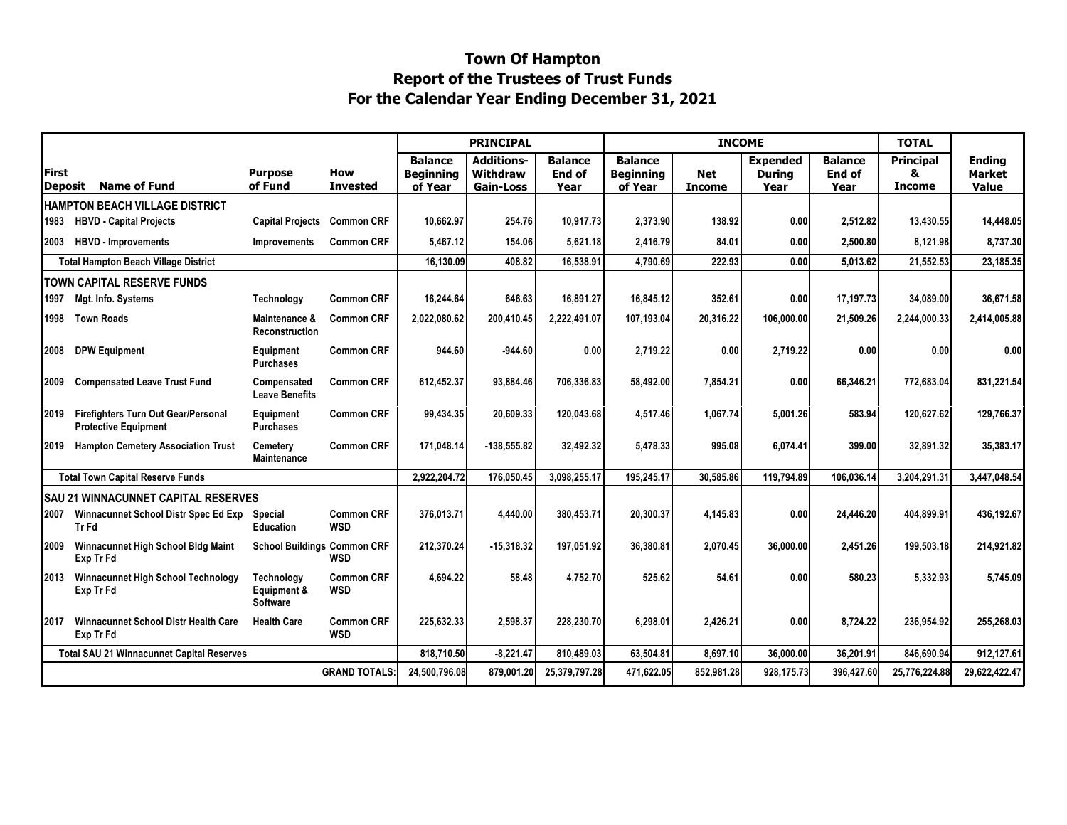# Town Of Hampton
## Report of the Trustees of Trust Funds
## For the Calendar Year Ending December 31, 2021

| | | | | PRINCIPAL | | | INCOME | | | | TOTAL | |
|---|---|---|---|---|---|---|---|---|---|---|---|---|
| First Deposit | Name of Fund | Purpose of Fund | How Invested | Balance Beginning of Year | Additions-Withdraw Gain-Loss | Balance End of Year | Balance Beginning of Year | Net Income | Expended During Year | Balance End of Year | Principal & Income | Ending Market Value |
| **HAMPTON BEACH VILLAGE DISTRICT** | | | | | | | | | | | | |
| 1983 | HBVD - Capital Projects | Capital Projects | Common CRF | 10,662.97 | 254.76 | 10,917.73 | 2,373.90 | 138.92 | 0.00 | 2,512.82 | 13,430.55 | 14,448.05 |
| 2003 | HBVD - Improvements | Improvements | Common CRF | 5,467.12 | 154.06 | 5,621.18 | 2,416.79 | 84.01 | 0.00 | 2,500.80 | 8,121.98 | 8,737.30 |
| | **Total Hampton Beach Village District** | | | 16,130.09 | 408.82 | 16,538.91 | 4,790.69 | 222.93 | 0.00 | 5,013.62 | 21,552.53 | 23,185.35 |
| **TOWN CAPITAL RESERVE FUNDS** | | | | | | | | | | | | |
| 1997 | Mgt. Info. Systems | Technology | Common CRF | 16,244.64 | 646.63 | 16,891.27 | 16,845.12 | 352.61 | 0.00 | 17,197.73 | 34,089.00 | 36,671.58 |
| 1998 | Town Roads | Maintenance & Reconstruction | Common CRF | 2,022,080.62 | 200,410.45 | 2,222,491.07 | 107,193.04 | 20,316.22 | 106,000.00 | 21,509.26 | 2,244,000.33 | 2,414,005.88 |
| 2008 | DPW Equipment | Equipment Purchases | Common CRF | 944.60 | -944.60 | 0.00 | 2,719.22 | 0.00 | 2,719.22 | 0.00 | 0.00 | 0.00 |
| 2009 | Compensated Leave Trust Fund | Compensated Leave Benefits | Common CRF | 612,452.37 | 93,884.46 | 706,336.83 | 58,492.00 | 7,854.21 | 0.00 | 66,346.21 | 772,683.04 | 831,221.54 |
| 2019 | Firefighters Turn Out Gear/Personal Protective Equipment | Equipment Purchases | Common CRF | 99,434.35 | 20,609.33 | 120,043.68 | 4,517.46 | 1,067.74 | 5,001.26 | 583.94 | 120,627.62 | 129,766.37 |
| 2019 | Hampton Cemetery Association Trust | Cemetery Maintenance | Common CRF | 171,048.14 | -138,555.82 | 32,492.32 | 5,478.33 | 995.08 | 6,074.41 | 399.00 | 32,891.32 | 35,383.17 |
| | **Total Town Capital Reserve Funds** | | | 2,922,204.72 | 176,050.45 | 3,098,255.17 | 195,245.17 | 30,585.86 | 119,794.89 | 106,036.14 | 3,204,291.31 | 3,447,048.54 |
| **SAU 21 WINNACUNNET CAPITAL RESERVES** | | | | | | | | | | | | |
| 2007 | Winnacunnet School Distr Spec Ed Exp Tr Fd | Special Education | Common CRF WSD | 376,013.71 | 4,440.00 | 380,453.71 | 20,300.37 | 4,145.83 | 0.00 | 24,446.20 | 404,899.91 | 436,192.67 |
| 2009 | Winnacunnet High School Bldg Maint Exp Tr Fd | School Buildings | Common CRF WSD | 212,370.24 | -15,318.32 | 197,051.92 | 36,380.81 | 2,070.45 | 36,000.00 | 2,451.26 | 199,503.18 | 214,921.82 |
| 2013 | Winnacunnet High School Technology Exp Tr Fd | Technology Equipment & Software | Common CRF WSD | 4,694.22 | 58.48 | 4,752.70 | 525.62 | 54.61 | 0.00 | 580.23 | 5,332.93 | 5,745.09 |
| 2017 | Winnacunnet School Distr Health Care Exp Tr Fd | Health Care | Common CRF WSD | 225,632.33 | 2,598.37 | 228,230.70 | 6,298.01 | 2,426.21 | 0.00 | 8,724.22 | 236,954.92 | 255,268.03 |
| | **Total SAU 21 Winnacunnet Capital Reserves** | | | 818,710.50 | -8,221.47 | 810,489.03 | 63,504.81 | 8,697.10 | 36,000.00 | 36,201.91 | 846,690.94 | 912,127.61 |
| | | | **GRAND TOTALS:** | 24,500,796.08 | 879,001.20 | 25,379,797.28 | 471,622.05 | 852,981.28 | 928,175.73 | 396,427.60 | 25,776,224.88 | 29,622,422.47 |